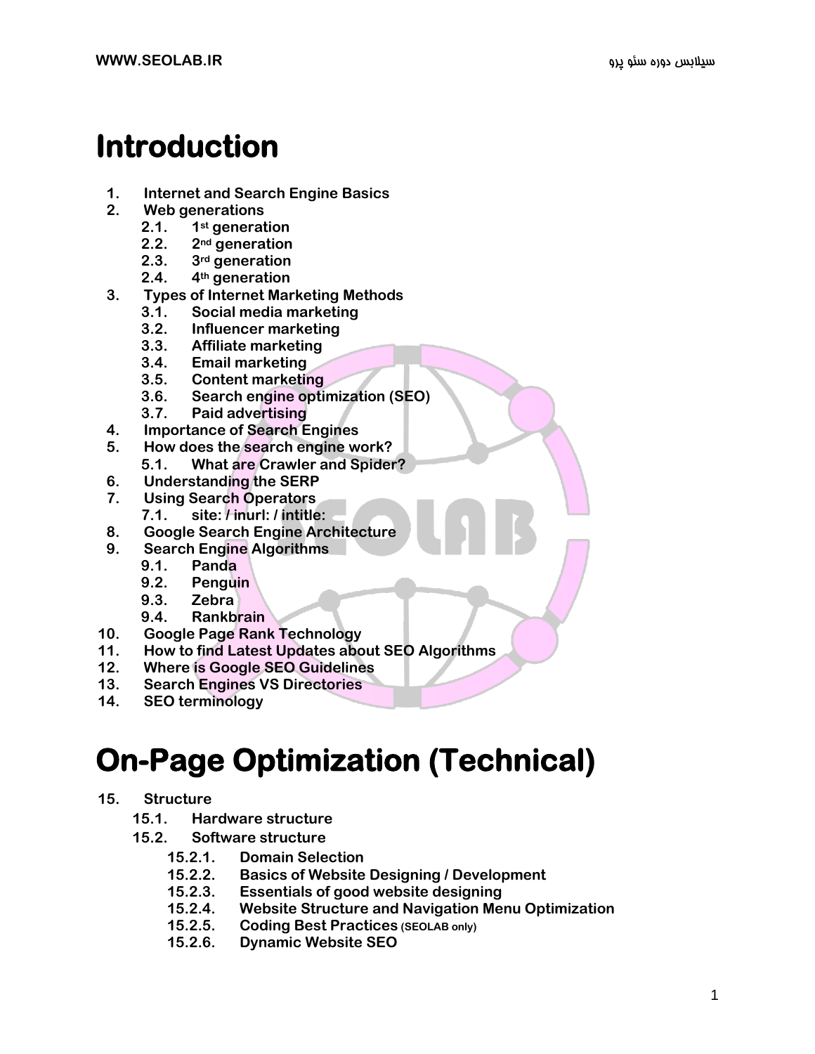# Introduction

1. Internet and Search Engine Basics
2. Web generations
   2.1. 1st generation
   2.2. 2nd generation
   2.3. 3rd generation
   2.4. 4th generation
3. Types of Internet Marketing Methods
   3.1. Social media marketing
   3.2. Influencer marketing
   3.3. Affiliate marketing
   3.4. Email marketing
   3.5. Content marketing
   3.6. Search engine optimization (SEO)
   3.7. Paid advertising
4. Importance of Search Engines
5. How does the search engine work?
   5.1. What are Crawler and Spider?
6. Understanding the SERP
7. Using Search Operators
   7.1. site: / inurl: / intitle:
8. Google Search Engine Architecture
9. Search Engine Algorithms
   9.1. Panda
   9.2. Penguin
   9.3. Zebra
   9.4. Rankbrain
10. Google Page Rank Technology
11. How to find Latest Updates about SEO Algorithms
12. Where is Google SEO Guidelines
13. Search Engines VS Directories
14. SEO terminology

# On-Page Optimization (Technical)

15. Structure
    15.1. Hardware structure
    15.2. Software structure
       15.2.1. Domain Selection
       15.2.2. Basics of Website Designing / Development
       15.2.3. Essentials of good website designing
       15.2.4. Website Structure and Navigation Menu Optimization
       15.2.5. Coding Best Practices (SEOLAB only)
       15.2.6. Dynamic Website SEO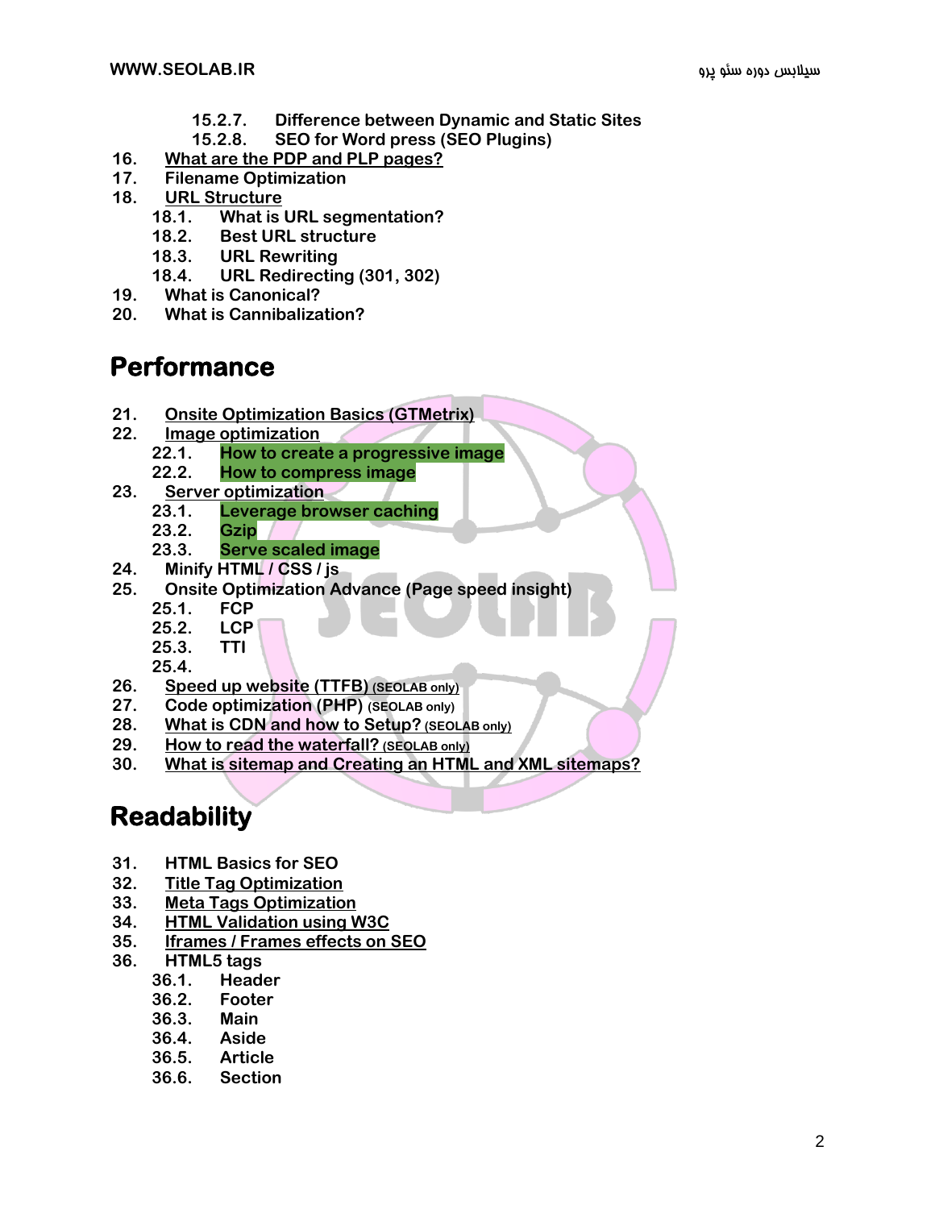15.2.7. Difference between Dynamic and Static Sites
15.2.8. SEO for Word press (SEO Plugins)

16. What are the PDP and PLP pages?
17. Filename Optimization
18. URL Structure
    - 18.1. What is URL segmentation?
    - 18.2. Best URL structure
    - 18.3. URL Rewriting
    - 18.4. URL Redirecting (301, 302)
19. What is Canonical?
20. What is Cannibalization?

## Performance

21. Onsite Optimization Basics (GTMetrix)
22. Image optimization
    - 22.1. How to create a progressive image
    - 22.2. How to compress image
23. Server optimization
    - 23.1. Leverage browser caching
    - 23.2. Gzip
    - 23.3. Serve scaled image
24. Minify HTML / CSS / js
25. Onsite Optimization Advance (Page speed insight)
    - 25.1. FCP
    - 25.2. LCP
    - 25.3. TTI
    - 25.4.
26. Speed up website (TTFB) (SEOLAB only)
27. Code optimization (PHP) (SEOLAB only)
28. What is CDN and how to Setup? (SEOLAB only)
29. How to read the waterfall? (SEOLAB only)
30. What is sitemap and Creating an HTML and XML sitemaps?

## Readability

31. HTML Basics for SEO
32. Title Tag Optimization
33. Meta Tags Optimization
34. HTML Validation using W3C
35. Iframes / Frames effects on SEO
36. HTML5 tags
    - 36.1. Header
    - 36.2. Footer
    - 36.3. Main
    - 36.4. Aside
    - 36.5. Article
    - 36.6. Section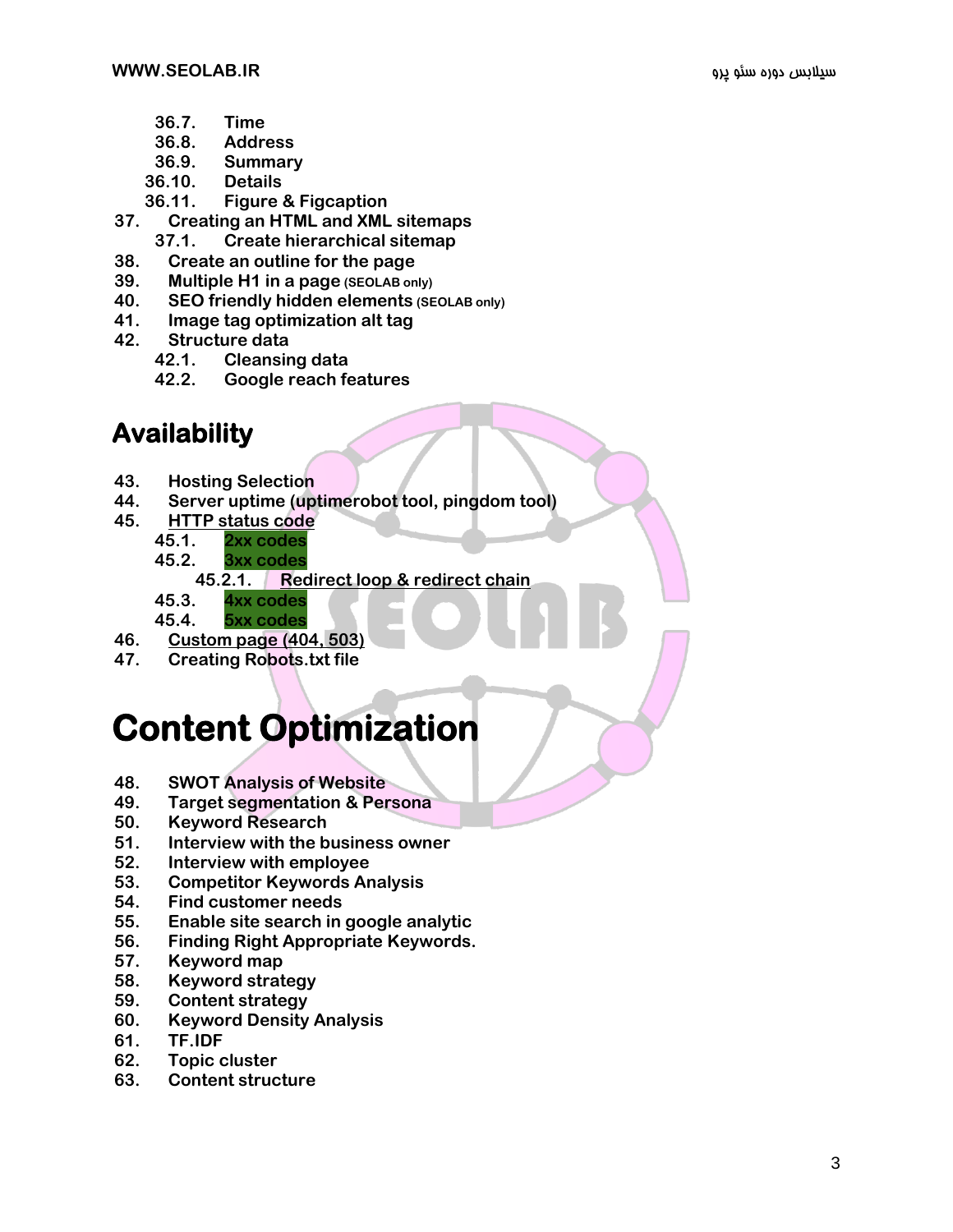- 36.7. Time
- 36.8. Address
- 36.9. Summary
- 36.10. Details
- 36.11. Figure & Figcaption

37. Creating an HTML and XML sitemaps
    - 37.1. Create hierarchical sitemap
38. Create an outline for the page
39. Multiple H1 in a page **(SEOLAB only)**
40. SEO friendly hidden elements **(SEOLAB only)**
41. Image tag optimization alt tag
42. Structure data
    - 42.1. Cleansing data
    - 42.2. Google reach features

## Availability

43. Hosting Selection
44. Server uptime (uptimerobot tool, pingdom tool)
45. HTTP status code
    - 45.1. 2xx codes
    - 45.2. 3xx codes
        - 45.2.1. Redirect loop & redirect chain
    - 45.3. 4xx codes
    - 45.4. 5xx codes
46. Custom page (404, 503)
47. Creating Robots.txt file

# Content Optimization

48. SWOT Analysis of Website
49. Target segmentation & Persona
50. Keyword Research
51. Interview with the business owner
52. Interview with employee
53. Competitor Keywords Analysis
54. Find customer needs
55. Enable site search in google analytic
56. Finding Right Appropriate Keywords.
57. Keyword map
58. Keyword strategy
59. Content strategy
60. Keyword Density Analysis
61. TF.IDF
62. Topic cluster
63. Content structure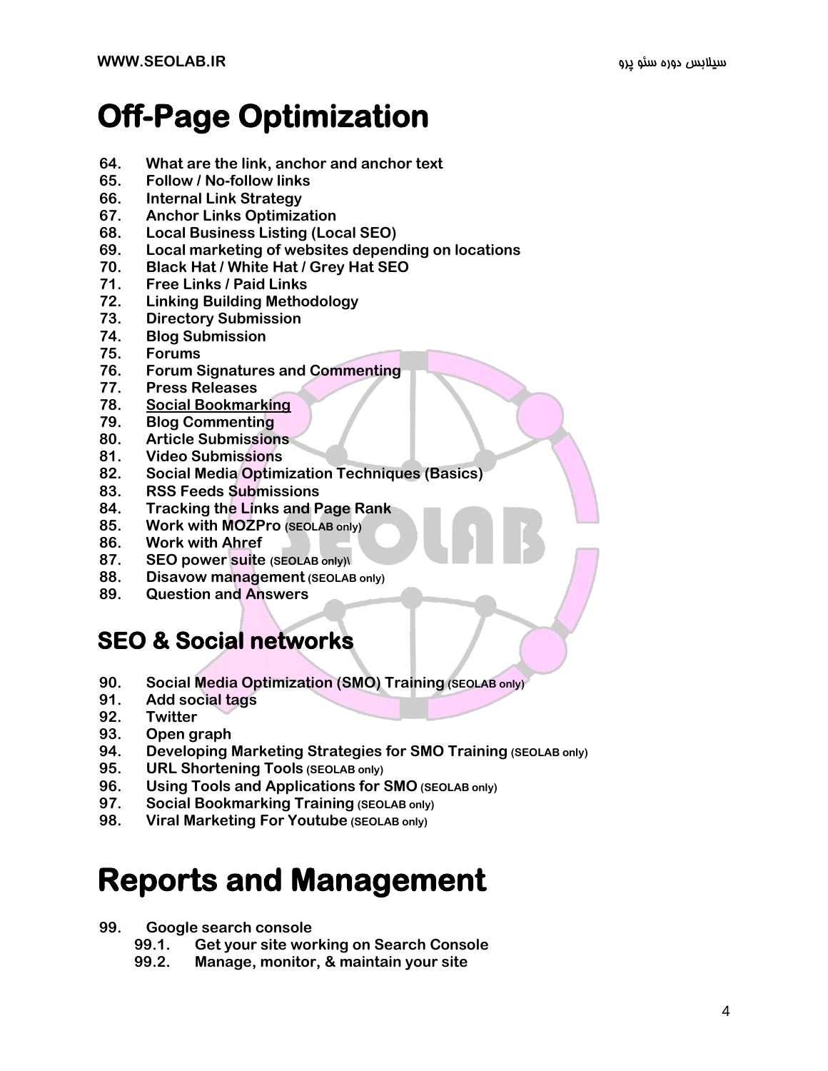# Off-Page Optimization

64. **What are the link, anchor and anchor text**
65. **Follow / No-follow links**
66. **Internal Link Strategy**
67. **Anchor Links Optimization**
68. **Local Business Listing (Local SEO)**
69. **Local marketing of websites depending on locations**
70. **Black Hat / White Hat / Grey Hat SEO**
71. **Free Links / Paid Links**
72. **Linking Building Methodology**
73. **Directory Submission**
74. **Blog Submission**
75. **Forums**
76. **Forum Signatures and Commenting**
77. **Press Releases**
78. **Social Bookmarking**
79. **Blog Commenting**
80. **Article Submissions**
81. **Video Submissions**
82. **Social Media Optimization Techniques (Basics)**
83. **RSS Feeds Submissions**
84. **Tracking the Links and Page Rank**
85. **Work with MOZPro (SEOLAB only)**
86. **Work with Ahref**
87. **SEO power suite (SEOLAB only)\**
88. **Disavow management (SEOLAB only)**
89. **Question and Answers**

## SEO & Social networks

90. **Social Media Optimization (SMO) Training (SEOLAB only)**
91. **Add social tags**
92. **Twitter**
93. **Open graph**
94. **Developing Marketing Strategies for SMO Training (SEOLAB only)**
95. **URL Shortening Tools (SEOLAB only)**
96. **Using Tools and Applications for SMO (SEOLAB only)**
97. **Social Bookmarking Training (SEOLAB only)**
98. **Viral Marketing For Youtube (SEOLAB only)**

# Reports and Management

99. **Google search console**
    - 99.1. **Get your site working on Search Console**
    - 99.2. **Manage, monitor, & maintain your site**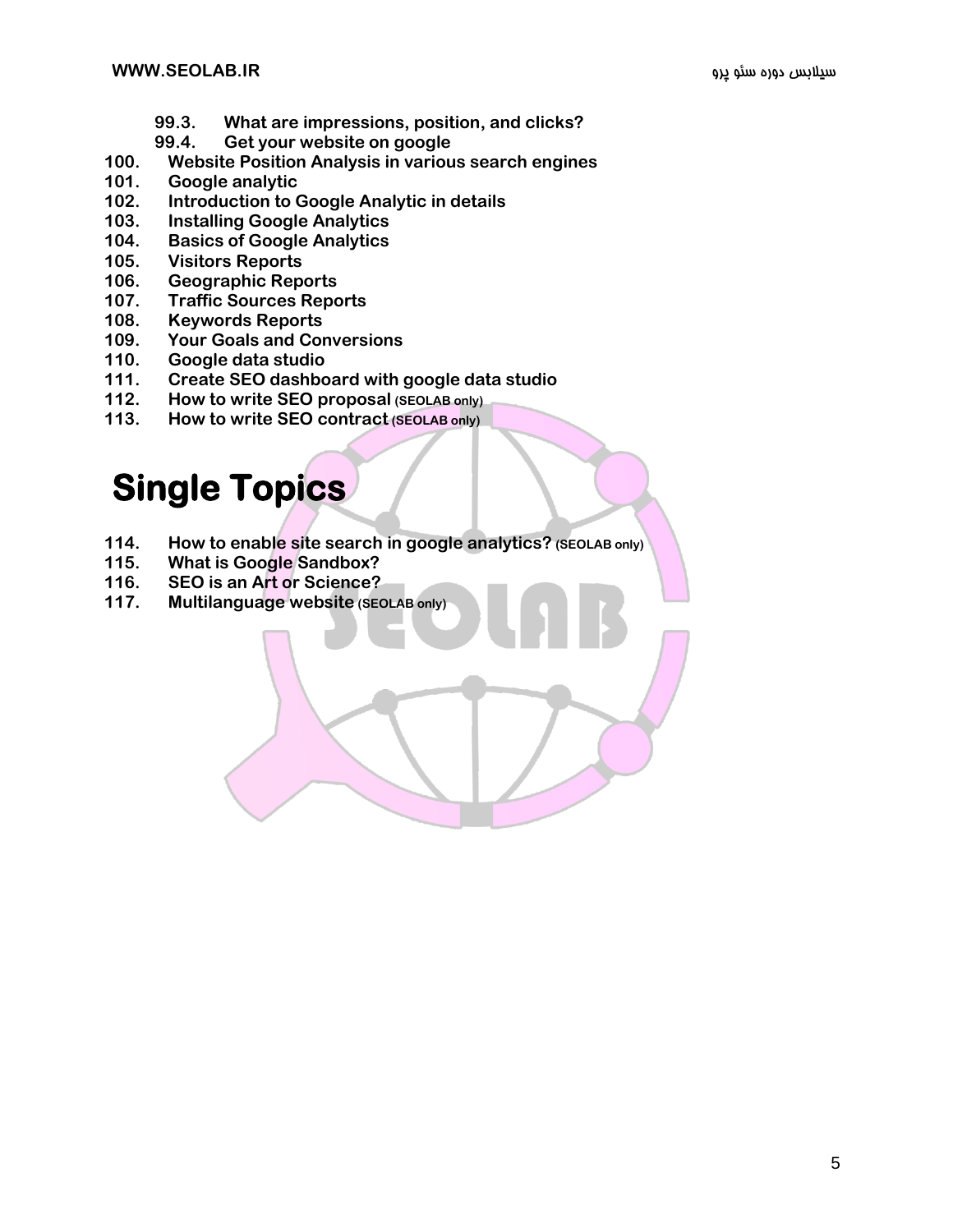99.3. What are impressions, position, and clicks?
99.4. Get your website on google

100. Website Position Analysis in various search engines
101. Google analytic
102. Introduction to Google Analytic in details
103. Installing Google Analytics
104. Basics of Google Analytics
105. Visitors Reports
106. Geographic Reports
107. Traffic Sources Reports
108. Keywords Reports
109. Your Goals and Conversions
110. Google data studio
111. Create SEO dashboard with google data studio
112. How to write SEO proposal (SEOLAB only)
113. How to write SEO contract (SEOLAB only)

# Single Topics

114. How to enable site search in google analytics? (SEOLAB only)
115. What is Google Sandbox?
116. SEO is an Art or Science?
117. Multilanguage website (SEOLAB only)